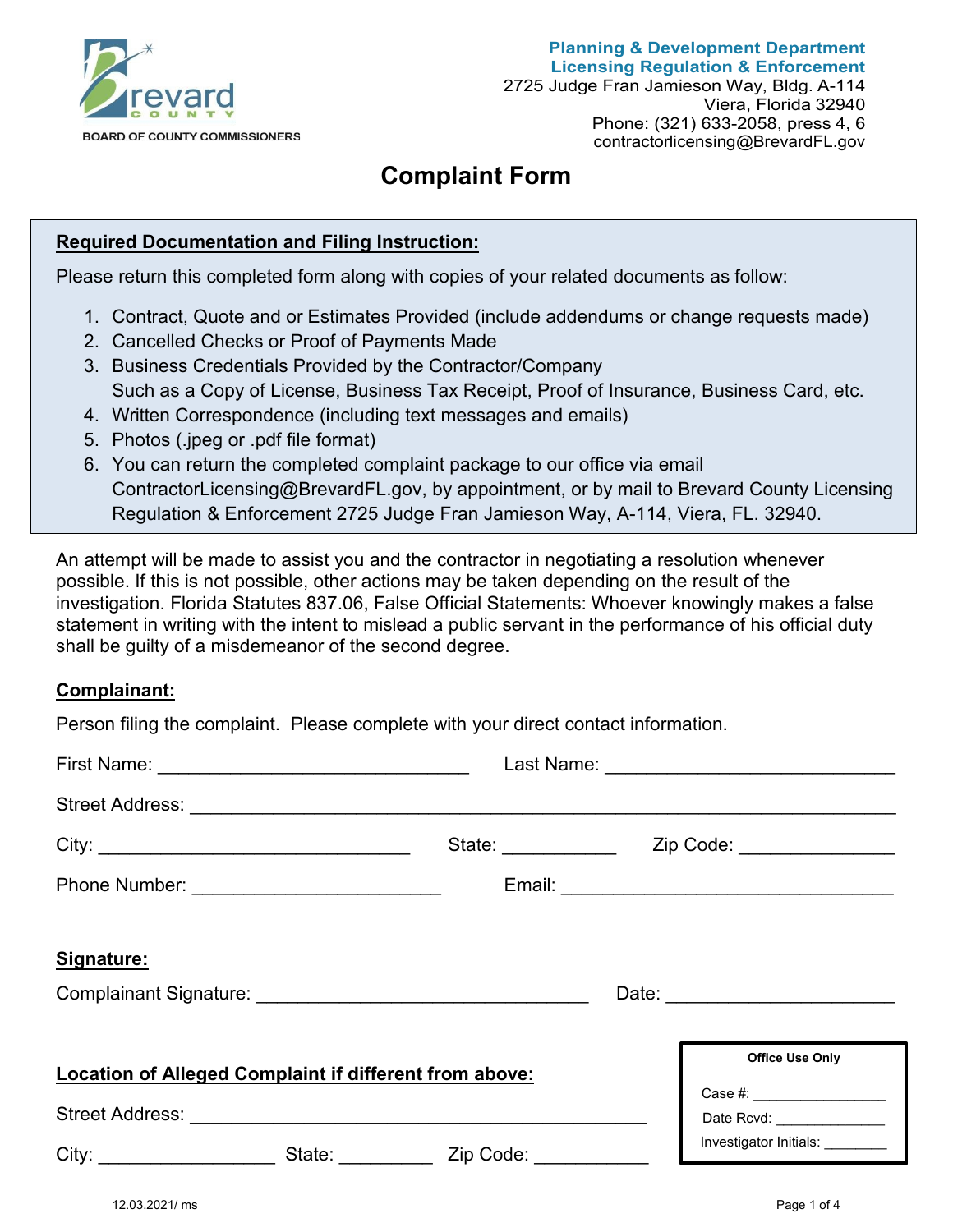Brevard County
BOARD OF COUNTY COMMISSIONERS

**Planning & Development Department**
**Licensing Regulation & Enforcement**
2725 Judge Fran Jamieson Way, Bldg. A-114
Viera, Florida 32940
Phone: (321) 633-2058, press 4, 6
contractorlicensing@BrevardFL.gov

# Complaint Form

**Required Documentation and Filing Instruction:**

Please return this completed form along with copies of your related documents as follow:

1. Contract, Quote and or Estimates Provided (include addendums or change requests made)
2. Cancelled Checks or Proof of Payments Made
3. Business Credentials Provided by the Contractor/Company
   Such as a Copy of License, Business Tax Receipt, Proof of Insurance, Business Card, etc.
4. Written Correspondence (including text messages and emails)
5. Photos (.jpeg or .pdf file format)
6. You can return the completed complaint package to our office via email ContractorLicensing@BrevardFL.gov, by appointment, or by mail to Brevard County Licensing Regulation & Enforcement 2725 Judge Fran Jamieson Way, A-114, Viera, FL. 32940.

An attempt will be made to assist you and the contractor in negotiating a resolution whenever possible. If this is not possible, other actions may be taken depending on the result of the investigation. Florida Statutes 837.06, False Official Statements: Whoever knowingly makes a false statement in writing with the intent to mislead a public servant in the performance of his official duty shall be guilty of a misdemeanor of the second degree.

**Complainant:**

Person filing the complaint. Please complete with your direct contact information.

First Name: ______________________________ Last Name: ______________________________

Street Address: ____________________________________________________________________

City: ______________________________ State: ___________ Zip Code: _______________

Phone Number: ________________________ Email: ________________________________

**Signature:**

Complainant Signature: ________________________________ Date: ______________________

**Location of Alleged Complaint if different from above:**

Street Address: ____________________________________________

City: _________________ State: _________ Zip Code: ___________

**Office Use Only**

Case #: ________________

Date Rcvd: ______________

Investigator Initials: ________

12.03.2021/ ms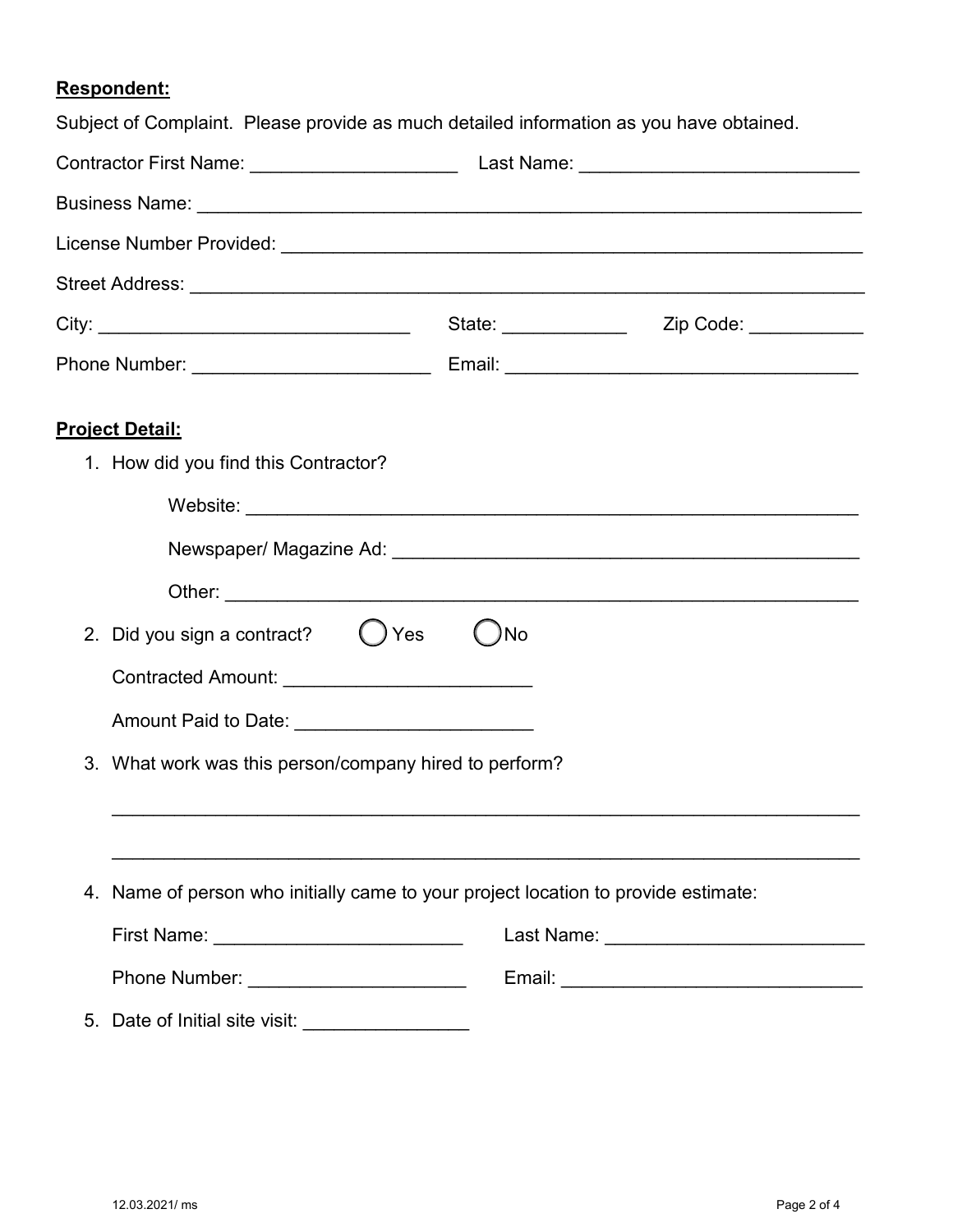**Respondent:**

Subject of Complaint. Please provide as much detailed information as you have obtained.

Contractor First Name: ____________________ Last Name: ___________________________

Business Name: _________________________________________________________________

License Number Provided: ___________________________________________________________

Street Address: __________________________________________________________________

City: ______________________________ State: ____________ Zip Code: ___________

Phone Number: _______________________ Email: _________________________________

**Project Detail:**

1. How did you find this Contractor?

   Website: ____________________________________________________________

   Newspaper/ Magazine Ad: ____________________________________________

   Other: ______________________________________________________________

2. Did you sign a contract? ◯ Yes ◯ No

   Contracted Amount: _______________________

   Amount Paid to Date: ______________________

3. What work was this person/company hired to perform?

   _________________________________________________________________________

   _________________________________________________________________________

4. Name of person who initially came to your project location to provide estimate:

   First Name: ________________________ Last Name: ________________________

   Phone Number: _____________________ Email: ____________________________

5. Date of Initial site visit: _______________

12.03.2021/ ms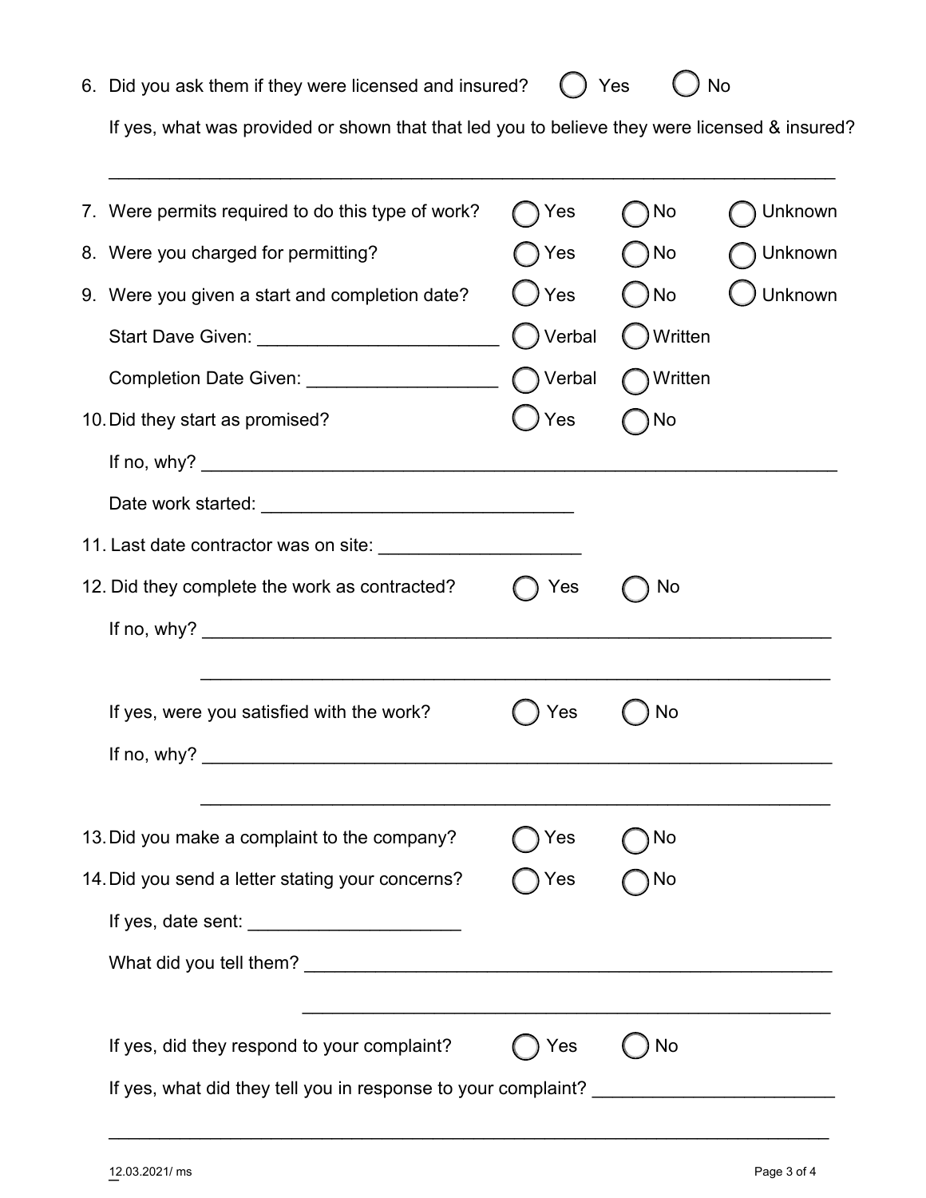6. Did you ask them if they were licensed and insured? ◯ Yes ◯ No

   If yes, what was provided or shown that that led you to believe they were licensed & insured?

   ______________________________________________________________________

7. Were permits required to do this type of work? ◯ Yes ◯ No ◯ Unknown

8. Were you charged for permitting? ◯ Yes ◯ No ◯ Unknown

9. Were you given a start and completion date? ◯ Yes ◯ No ◯ Unknown

   Start Dave Given: ________________________ ◯ Verbal ◯ Written

   Completion Date Given: ___________________ ◯ Verbal ◯ Written

10. Did they start as promised? ◯ Yes ◯ No

    If no, why? ______________________________________________________________

    Date work started: _______________________________

11. Last date contractor was on site: ____________________

12. Did they complete the work as contracted? ◯ Yes ◯ No

    If no, why? ______________________________________________________________

    ______________________________________________________________

    If yes, were you satisfied with the work? ◯ Yes ◯ No

    If no, why? ______________________________________________________________

    ______________________________________________________________

13. Did you make a complaint to the company? ◯ Yes ◯ No

14. Did you send a letter stating your concerns? ◯ Yes ◯ No

    If yes, date sent: _____________________

    What did you tell them? ____________________________________________________

    ____________________________________________________

    If yes, did they respond to your complaint? ◯ Yes ◯ No

    If yes, what did they tell you in response to your complaint? ________________________

    ______________________________________________________________________

12.03.2021/ ms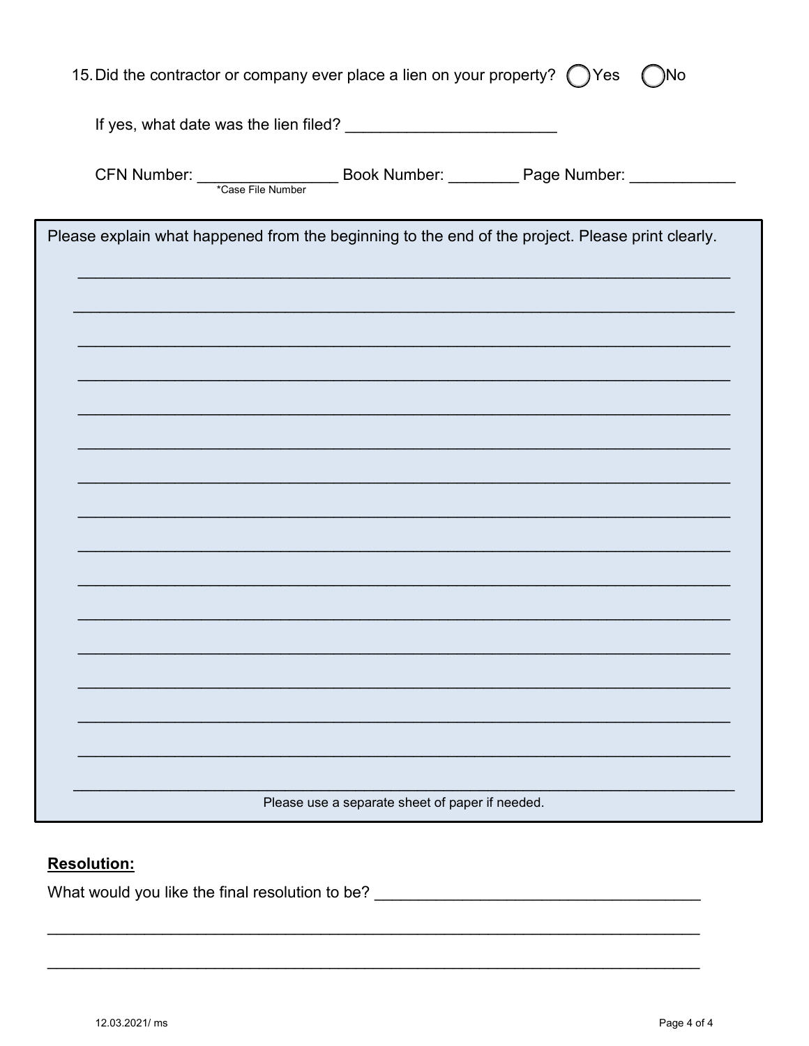15. Did the contractor or company ever place a lien on your property? ◯ Yes ◯ No

If yes, what date was the lien filed? ________________________

CFN Number: ________________ Book Number: ________ Page Number: ____________
*Case File Number

Please explain what happened from the beginning to the end of the project. Please print clearly.

___________________________________________________________________________

___________________________________________________________________________

___________________________________________________________________________

___________________________________________________________________________

___________________________________________________________________________

___________________________________________________________________________

___________________________________________________________________________

___________________________________________________________________________

___________________________________________________________________________

___________________________________________________________________________

___________________________________________________________________________

___________________________________________________________________________

___________________________________________________________________________

___________________________________________________________________________

___________________________________________________________________________

___________________________________________________________________________

Please use a separate sheet of paper if needed.

**Resolution:**

What would you like the final resolution to be? ____________________________________

___________________________________________________________________________

___________________________________________________________________________

12.03.2021/ ms